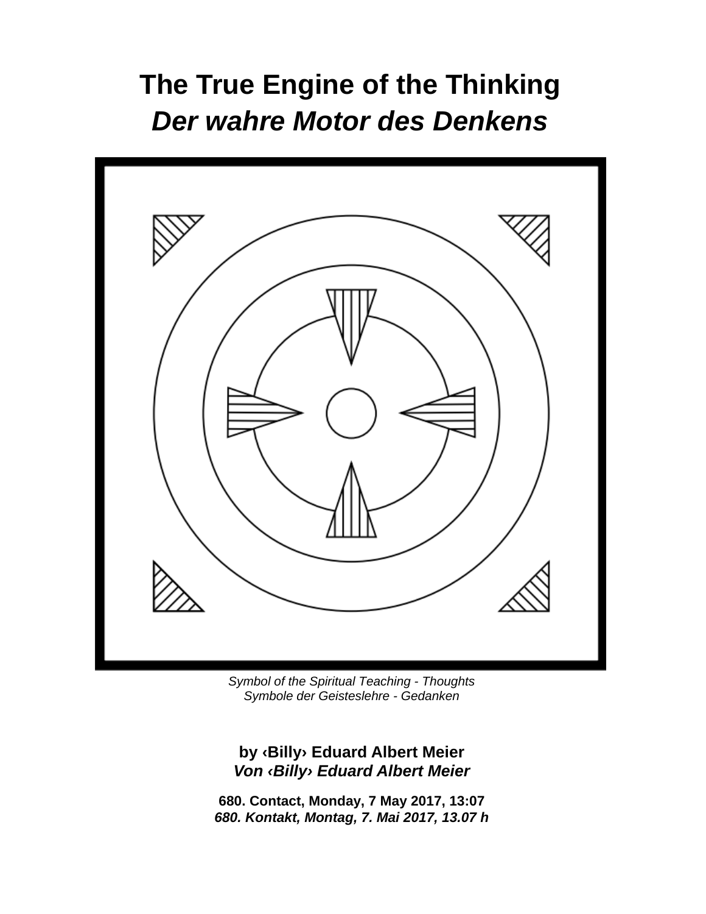# The True Engine of the Thinking
# *Der wahre Motor des Denkens*

*Symbol of the Spiritual Teaching - Thoughts*
*Symbole der Geisteslehre - Gedanken*

**by ‹Billy› Eduard Albert Meier**
***Von ‹Billy› Eduard Albert Meier***

**680. Contact, Monday, 7 May 2017, 13:07**
***680. Kontakt, Montag, 7. Mai 2017, 13.07 h***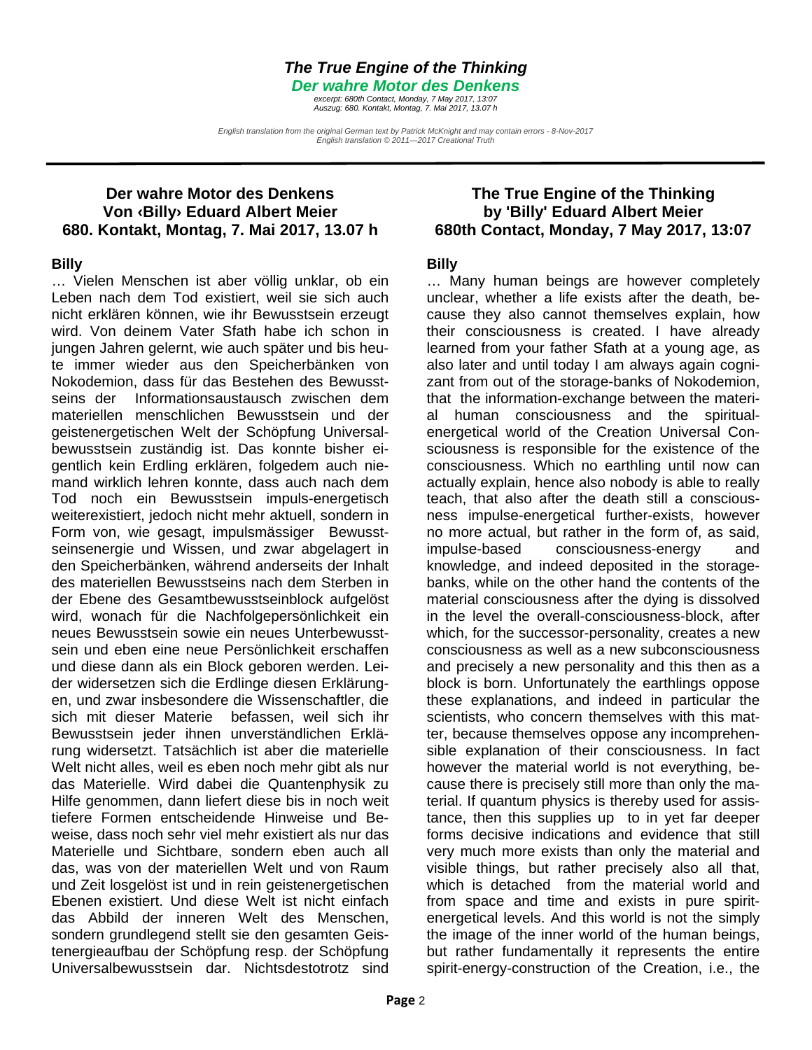# The True Engine of the Thinking

## Der wahre Motor des Denkens

*excerpt: 680th Contact, Monday, 7 May 2017, 13:07*
*Auszug: 680. Kontakt, Montag, 7. Mai 2017, 13.07 h*

*English translation from the original German text by Patrick McKnight and may contain errors - 8-Nov-2017*
*English translation © 2011—2017 Creational Truth*

---

## Der wahre Motor des Denkens
## Von ‹Billy› Eduard Albert Meier
## 680. Kontakt, Montag, 7. Mai 2017, 13.07 h

**Billy**

… Vielen Menschen ist aber völlig unklar, ob ein Leben nach dem Tod existiert, weil sie sich auch nicht erklären können, wie ihr Bewusstsein erzeugt wird. Von deinem Vater Sfath habe ich schon in jungen Jahren gelernt, wie auch später und bis heute immer wieder aus den Speicherbänken von Nokodemion, dass für das Bestehen des Bewusstseins der Informationsaustausch zwischen dem materiellen menschlichen Bewusstsein und der geistenergetischen Welt der Schöpfung Universalbewusstsein zuständig ist. Das konnte bisher eigentlich kein Erdling erklären, folgedem auch niemand wirklich lehren konnte, dass auch nach dem Tod noch ein Bewusstsein impuls-energetisch weiterexistiert, jedoch nicht mehr aktuell, sondern in Form von, wie gesagt, impulsmässiger Bewusstseinsenergie und Wissen, und zwar abgelagert in den Speicherbänken, während anderseits der Inhalt des materiellen Bewusstseins nach dem Sterben in der Ebene des Gesamtbewusstseinblock aufgelöst wird, wonach für die Nachfolgepersönlichkeit ein neues Bewusstsein sowie ein neues Unterbewusstsein und eben eine neue Persönlichkeit erschaffen und diese dann als ein Block geboren werden. Leider widersetzen sich die Erdlinge diesen Erklärungen, und zwar insbesondere die Wissenschaftler, die sich mit dieser Materie befassen, weil sich ihr Bewusstsein jeder ihnen unverständlichen Erklärung widersetzt. Tatsächlich ist aber die materielle Welt nicht alles, weil es eben noch mehr gibt als nur das Materielle. Wird dabei die Quantenphysik zu Hilfe genommen, dann liefert diese bis in noch weit tiefere Formen entscheidende Hinweise und Beweise, dass noch sehr viel mehr existiert als nur das Materielle und Sichtbare, sondern eben auch all das, was von der materiellen Welt und von Raum und Zeit losgelöst ist und in rein geistenergetischen Ebenen existiert. Und diese Welt ist nicht einfach das Abbild der inneren Welt des Menschen, sondern grundlegend stellt sie den gesamten Geistenergieaufbau der Schöpfung resp. der Schöpfung Universalbewusstsein dar. Nichtsdestotrotz sind

## The True Engine of the Thinking
## by 'Billy' Eduard Albert Meier
## 680th Contact, Monday, 7 May 2017, 13:07

**Billy**

… Many human beings are however completely unclear, whether a life exists after the death, because they also cannot themselves explain, how their consciousness is created. I have already learned from your father Sfath at a young age, as also later and until today I am always again cognizant from out of the storage-banks of Nokodemion, that the information-exchange between the material human consciousness and the spiritual-energetical world of the Creation Universal Consciousness is responsible for the existence of the consciousness. Which no earthling until now can actually explain, hence also nobody is able to really teach, that also after the death still a consciousness impulse-energetical further-exists, however no more actual, but rather in the form of, as said, impulse-based consciousness-energy and knowledge, and indeed deposited in the storage-banks, while on the other hand the contents of the material consciousness after the dying is dissolved in the level the overall-consciousness-block, after which, for the successor-personality, creates a new consciousness as well as a new subconsciousness and precisely a new personality and this then as a block is born. Unfortunately the earthlings oppose these explanations, and indeed in particular the scientists, who concern themselves with this matter, because themselves oppose any incomprehensible explanation of their consciousness. In fact however the material world is not everything, because there is precisely still more than only the material. If quantum physics is thereby used for assistance, then this supplies up to in yet far deeper forms decisive indications and evidence that still very much more exists than only the material and visible things, but rather precisely also all that, which is detached from the material world and from space and time and exists in pure spirit-energetical levels. And this world is not the simply the image of the inner world of the human beings, but rather fundamentally it represents the entire spirit-energy-construction of the Creation, i.e., the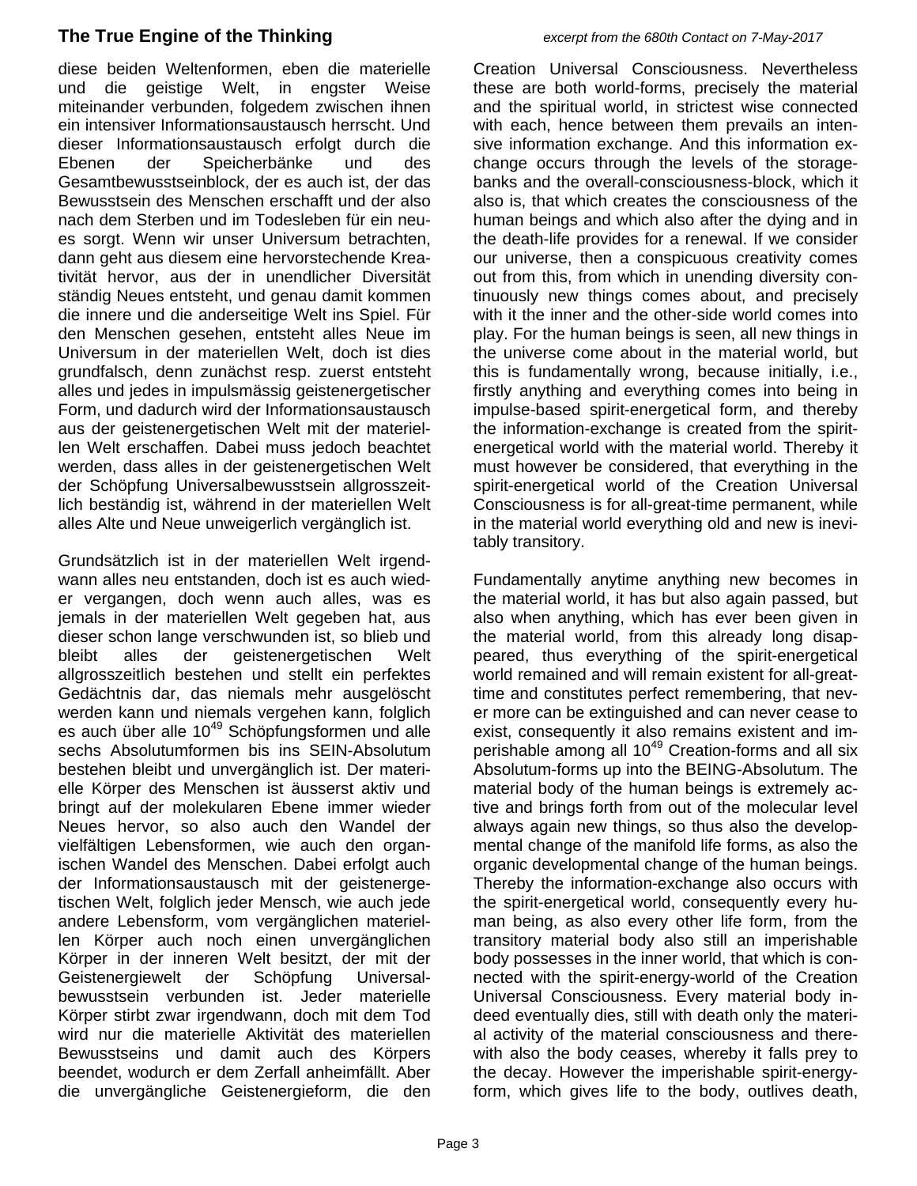diese beiden Weltenformen, eben die materielle und die geistige Welt, in engster Weise miteinander verbunden, folgedem zwischen ihnen ein intensiver Informationsaustausch herrscht. Und dieser Informationsaustausch erfolgt durch die Ebenen der Speicherbänke und des Gesamtbewusstseinblock, der es auch ist, der das Bewusstsein des Menschen erschafft und der also nach dem Sterben und im Todesleben für ein neues sorgt. Wenn wir unser Universum betrachten, dann geht aus diesem eine hervorstechende Kreativität hervor, aus der in unendlicher Diversität ständig Neues entsteht, und genau damit kommen die innere und die anderseitige Welt ins Spiel. Für den Menschen gesehen, entsteht alles Neue im Universum in der materiellen Welt, doch ist dies grundfalsch, denn zunächst resp. zuerst entsteht alles und jedes in impulsmässig geistenergetischer Form, und dadurch wird der Informationsaustausch aus der geistenergetischen Welt mit der materiellen Welt erschaffen. Dabei muss jedoch beachtet werden, dass alles in der geistenergetischen Welt der Schöpfung Universalbewusstsein allgrosszeitlich beständig ist, während in der materiellen Welt alles Alte und Neue unweigerlich vergänglich ist.

Grundsätzlich ist in der materiellen Welt irgendwann alles neu entstanden, doch ist es auch wieder vergangen, doch wenn auch alles, was es jemals in der materiellen Welt gegeben hat, aus dieser schon lange verschwunden ist, so blieb und bleibt alles der geistenergetischen Welt allgrosszeitlich bestehen und stellt ein perfektes Gedächtnis dar, das niemals mehr ausgelöscht werden kann und niemals vergehen kann, folglich es auch über alle $10^{49}$ Schöpfungsformen und alle sechs Absolutumformen bis ins SEIN-Absolutum bestehen bleibt und unvergänglich ist. Der materielle Körper des Menschen ist äusserst aktiv und bringt auf der molekularen Ebene immer wieder Neues hervor, so also auch den Wandel der vielfältigen Lebensformen, wie auch den organischen Wandel des Menschen. Dabei erfolgt auch der Informationsaustausch mit der geistenergetischen Welt, folglich jeder Mensch, wie auch jede andere Lebensform, vom vergänglichen materiellen Körper auch noch einen unvergänglichen Körper in der inneren Welt besitzt, der mit der Geistenergiewelt der Schöpfung Universalbewusstsein verbunden ist. Jeder materielle Körper stirbt zwar irgendwann, doch mit dem Tod wird nur die materielle Aktivität des materiellen Bewusstseins und damit auch des Körpers beendet, wodurch er dem Zerfall anheimfällt. Aber die unvergängliche Geistenergieform, die den

Creation Universal Consciousness. Nevertheless these are both world-forms, precisely the material and the spiritual world, in strictest wise connected with each, hence between them prevails an intensive information exchange. And this information exchange occurs through the levels of the storage-banks and the overall-consciousness-block, which it also is, that which creates the consciousness of the human beings and which also after the dying and in the death-life provides for a renewal. If we consider our universe, then a conspicuous creativity comes out from this, from which in unending diversity continuously new things comes about, and precisely with it the inner and the other-side world comes into play. For the human beings is seen, all new things in the universe come about in the material world, but this is fundamentally wrong, because initially, i.e., firstly anything and everything comes into being in impulse-based spirit-energetical form, and thereby the information-exchange is created from the spirit-energetical world with the material world. Thereby it must however be considered, that everything in the spirit-energetical world of the Creation Universal Consciousness is for all-great-time permanent, while in the material world everything old and new is inevitably transitory.

Fundamentally anytime anything new becomes in the material world, it has but also again passed, but also when anything, which has ever been given in the material world, from this already long disappeared, thus everything of the spirit-energetical world remained and will remain existent for all-great-time and constitutes perfect remembering, that never more can be extinguished and can never cease to exist, consequently it also remains existent and imperishable among all $10^{49}$ Creation-forms and all six Absolutum-forms up into the BEING-Absolutum. The material body of the human beings is extremely active and brings forth from out of the molecular level always again new things, so thus also the developmental change of the manifold life forms, as also the organic developmental change of the human beings. Thereby the information-exchange also occurs with the spirit-energetical world, consequently every human being, as also every other life form, from the transitory material body also still an imperishable body possesses in the inner world, that which is connected with the spirit-energy-world of the Creation Universal Consciousness. Every material body indeed eventually dies, still with death only the material activity of the material consciousness and therewith also the body ceases, whereby it falls prey to the decay. However the imperishable spirit-energy-form, which gives life to the body, outlives death,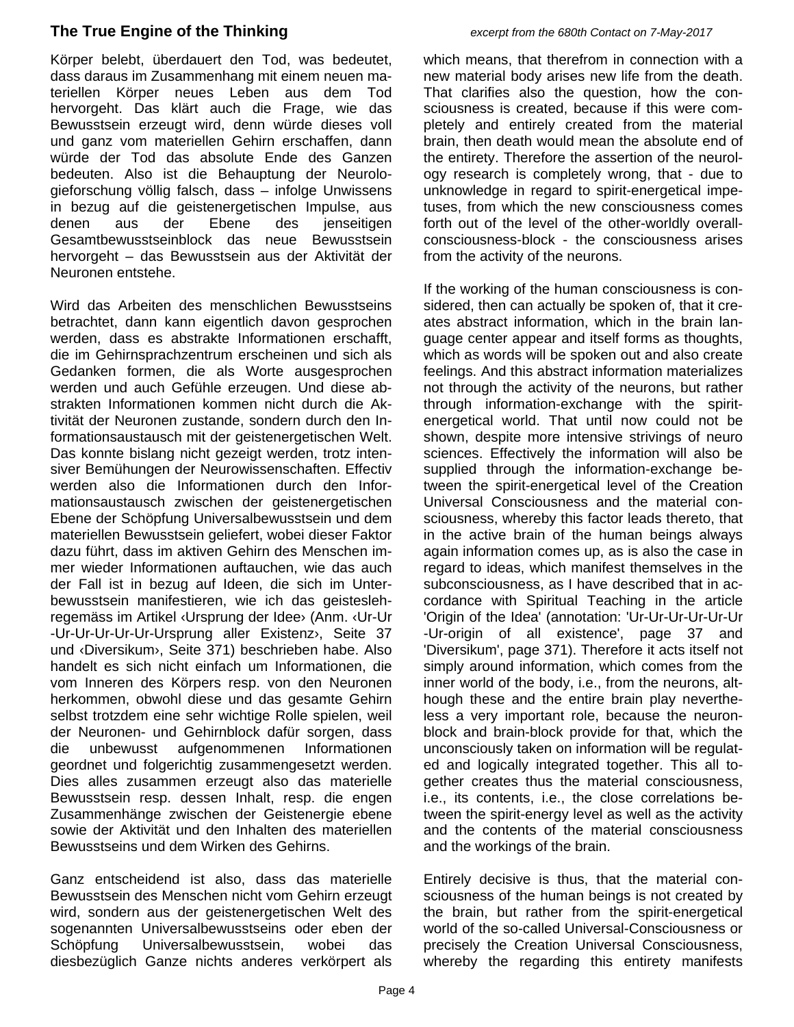Körper belebt, überdauert den Tod, was bedeutet, dass daraus im Zusammenhang mit einem neuen materiellen Körper neues Leben aus dem Tod hervorgeht. Das klärt auch die Frage, wie das Bewusstsein erzeugt wird, denn würde dieses voll und ganz vom materiellen Gehirn erschaffen, dann würde der Tod das absolute Ende des Ganzen bedeuten. Also ist die Behauptung der Neurologieforschung völlig falsch, dass – infolge Unwissens in bezug auf die geistenergetischen Impulse, aus denen aus der Ebene des jenseitigen Gesamtbewusstseinblock das neue Bewusstsein hervorgeht – das Bewusstsein aus der Aktivität der Neuronen entstehe.

Wird das Arbeiten des menschlichen Bewusstseins betrachtet, dann kann eigentlich davon gesprochen werden, dass es abstrakte Informationen erschafft, die im Gehirnsprachzentrum erscheinen und sich als Gedanken formen, die als Worte ausgesprochen werden und auch Gefühle erzeugen. Und diese abstrakten Informationen kommen nicht durch die Aktivität der Neuronen zustande, sondern durch den Informationsaustausch mit der geistenergetischen Welt. Das konnte bislang nicht gezeigt werden, trotz intensiver Bemühungen der Neurowissenschaften. Effectiv werden also die Informationen durch den Informationsaustausch zwischen der geistenergetischen Ebene der Schöpfung Universalbewusstsein und dem materiellen Bewusstsein geliefert, wobei dieser Faktor dazu führt, dass im aktiven Gehirn des Menschen immer wieder Informationen auftauchen, wie das auch der Fall ist in bezug auf Ideen, die sich im Unterbewusstsein manifestieren, wie ich das geisteslehregemäss im Artikel ‹Ursprung der Idee› (Anm. ‹Ur-Ur-Ur-Ur-Ur-Ur-Ur-Ursprung aller Existenz›, Seite 37 und ‹Diversikum›, Seite 371) beschrieben habe. Also handelt es sich nicht einfach um Informationen, die vom Inneren des Körpers resp. von den Neuronen herkommen, obwohl diese und das gesamte Gehirn selbst trotzdem eine sehr wichtige Rolle spielen, weil der Neuronen- und Gehirnblock dafür sorgen, dass die unbewusst aufgenommenen Informationen geordnet und folgerichtig zusammengesetzt werden. Dies alles zusammen erzeugt also das materielle Bewusstsein resp. dessen Inhalt, resp. die engen Zusammenhänge zwischen der Geistenergie ebene sowie der Aktivität und den Inhalten des materiellen Bewusstseins und dem Wirken des Gehirns.

Ganz entscheidend ist also, dass das materielle Bewusstsein des Menschen nicht vom Gehirn erzeugt wird, sondern aus der geistenergetischen Welt des sogenannten Universalbewusstseins oder eben der Schöpfung Universalbewusstsein, wobei das diesbezüglich Ganze nichts anderes verkörpert als

which means, that therefrom in connection with a new material body arises new life from the death. That clarifies also the question, how the consciousness is created, because if this were completely and entirely created from the material brain, then death would mean the absolute end of the entirety. Therefore the assertion of the neurology research is completely wrong, that - due to unknowledge in regard to spirit-energetical impetuses, from which the new consciousness comes forth out of the level of the other-worldly overall-consciousness-block - the consciousness arises from the activity of the neurons.

If the working of the human consciousness is considered, then can actually be spoken of, that it creates abstract information, which in the brain language center appear and itself forms as thoughts, which as words will be spoken out and also create feelings. And this abstract information materializes not through the activity of the neurons, but rather through information-exchange with the spirit-energetical world. That until now could not be shown, despite more intensive strivings of neuro sciences. Effectively the information will also be supplied through the information-exchange between the spirit-energetical level of the Creation Universal Consciousness and the material consciousness, whereby this factor leads thereto, that in the active brain of the human beings always again information comes up, as is also the case in regard to ideas, which manifest themselves in the subconsciousness, as I have described that in accordance with Spiritual Teaching in the article 'Origin of the Idea' (annotation: 'Ur-Ur-Ur-Ur-Ur-Ur-Ur-origin of all existence', page 37 and 'Diversikum', page 371). Therefore it acts itself not simply around information, which comes from the inner world of the body, i.e., from the neurons, although these and the entire brain play nevertheless a very important role, because the neuron-block and brain-block provide for that, which the unconsciously taken on information will be regulated and logically integrated together. This all together creates thus the material consciousness, i.e., its contents, i.e., the close correlations between the spirit-energy level as well as the activity and the contents of the material consciousness and the workings of the brain.

Entirely decisive is thus, that the material consciousness of the human beings is not created by the brain, but rather from the spirit-energetical world of the so-called Universal-Consciousness or precisely the Creation Universal Consciousness, whereby the regarding this entirety manifests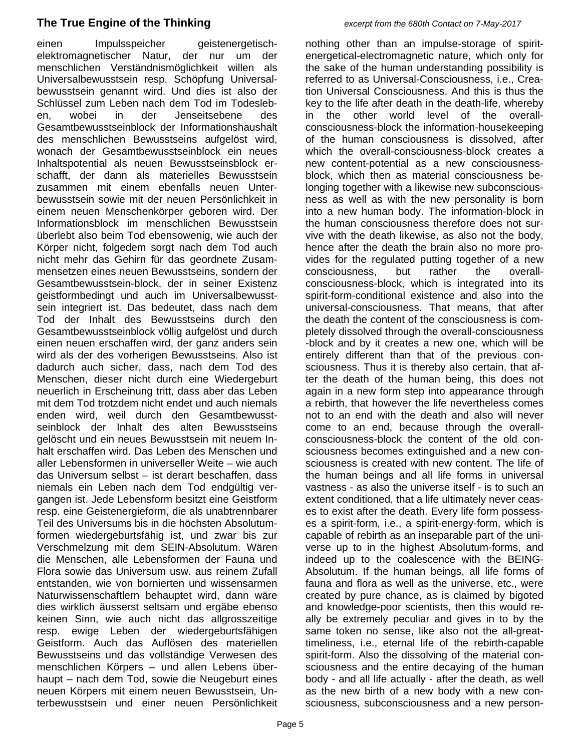einen Impulsspeicher geistenergetisch-elektromagnetischer Natur, der nur um der menschlichen Verständnismöglichkeit willen als Universalbewusstsein resp. Schöpfung Universalbewusstsein genannt wird. Und dies ist also der Schlüssel zum Leben nach dem Tod im Todesleben, wobei in der Jenseitsebene des Gesamtbewusstseinblock der Informationshaushalt des menschlichen Bewusstseins aufgelöst wird, wonach der Gesamtbewusstseinblock ein neues Inhaltspotential als neuen Bewusstseinsblock erschafft, der dann als materielles Bewusstsein zusammen mit einem ebenfalls neuen Unterbewusstsein sowie mit der neuen Persönlichkeit in einem neuen Menschenkörper geboren wird. Der Informationsblock im menschlichen Bewusstsein überlebt also beim Tod ebensowenig, wie auch der Körper nicht, folgedem sorgt nach dem Tod auch nicht mehr das Gehirn für das geordnete Zusammensetzen eines neuen Bewusstseins, sondern der Gesamtbewusstsein-block, der in seiner Existenz geistformbedingt und auch im Universalbewusstsein integriert ist. Das bedeutet, dass nach dem Tod der Inhalt des Bewusstseins durch den Gesamtbewusstseinblock völlig aufgelöst und durch einen neuen erschaffen wird, der ganz anders sein wird als der des vorherigen Bewusstseins. Also ist dadurch auch sicher, dass, nach dem Tod des Menschen, dieser nicht durch eine Wiedergeburt neuerlich in Erscheinung tritt, dass aber das Leben mit dem Tod trotzdem nicht endet und auch niemals enden wird, weil durch den Gesamtbewusstseinblock der Inhalt des alten Bewusstseins gelöscht und ein neues Bewusstsein mit neuem Inhalt erschaffen wird. Das Leben des Menschen und aller Lebensformen in universeller Weite – wie auch das Universum selbst – ist derart beschaffen, dass niemals ein Leben nach dem Tod endgültig vergangen ist. Jede Lebensform besitzt eine Geistform resp. eine Geistenergieform, die als unabtrennbarer Teil des Universums bis in die höchsten Absolutumformen wiedergeburtsfähig ist, und zwar bis zur Verschmelzung mit dem SEIN-Absolutum. Wären die Menschen, alle Lebensformen der Fauna und Flora sowie das Universum usw. aus reinem Zufall entstanden, wie von bornierten und wissensarmen Naturwissenschaftlern behauptet wird, dann wäre dies wirklich äusserst seltsam und ergäbe ebenso keinen Sinn, wie auch nicht das allgrosszeitige resp. ewige Leben der wiedergeburtsfähigen Geistform. Auch das Auflösen des materiellen Bewusstseins und das vollständige Verwesen des menschlichen Körpers – und allen Lebens überhaupt – nach dem Tod, sowie die Neugeburt eines neuen Körpers mit einem neuen Bewusstsein, Unterbewusstsein und einer neuen Persönlichkeit

nothing other than an impulse-storage of spirit-energetical-electromagnetic nature, which only for the sake of the human understanding possibility is referred to as Universal-Consciousness, i.e., Creation Universal Consciousness. And this is thus the key to the life after death in the death-life, whereby in the other world level of the overall-consciousness-block the information-housekeeping of the human consciousness is dissolved, after which the overall-consciousness-block creates a new content-potential as a new consciousness-block, which then as material consciousness belonging together with a likewise new subconsciousness as well as with the new personality is born into a new human body. The information-block in the human consciousness therefore does not survive with the death likewise, as also not the body, hence after the death the brain also no more provides for the regulated putting together of a new consciousness, but rather the overall-consciousness-block, which is integrated into its spirit-form-conditional existence and also into the universal-consciousness. That means, that after the death the content of the consciousness is completely dissolved through the overall-consciousness -block and by it creates a new one, which will be entirely different than that of the previous consciousness. Thus it is thereby also certain, that after the death of the human being, this does not again in a new form step into appearance through a rebirth, that however the life nevertheless comes not to an end with the death and also will never come to an end, because through the overall-consciousness-block the content of the old consciousness becomes extinguished and a new consciousness is created with new content. The life of the human beings and all life forms in universal vastness - as also the universe itself - is to such an extent conditioned, that a life ultimately never ceases to exist after the death. Every life form possesses a spirit-form, i.e., a spirit-energy-form, which is capable of rebirth as an inseparable part of the universe up to in the highest Absolutum-forms, and indeed up to the coalescence with the BEING-Absolutum. If the human beings, all life forms of fauna and flora as well as the universe, etc., were created by pure chance, as is claimed by bigoted and knowledge-poor scientists, then this would really be extremely peculiar and gives in to by the same token no sense, like also not the all-great-timeliness, i.e., eternal life of the rebirth-capable spirit-form. Also the dissolving of the material consciousness and the entire decaying of the human body - and all life actually - after the death, as well as the new birth of a new body with a new consciousness, subconsciousness and a new person-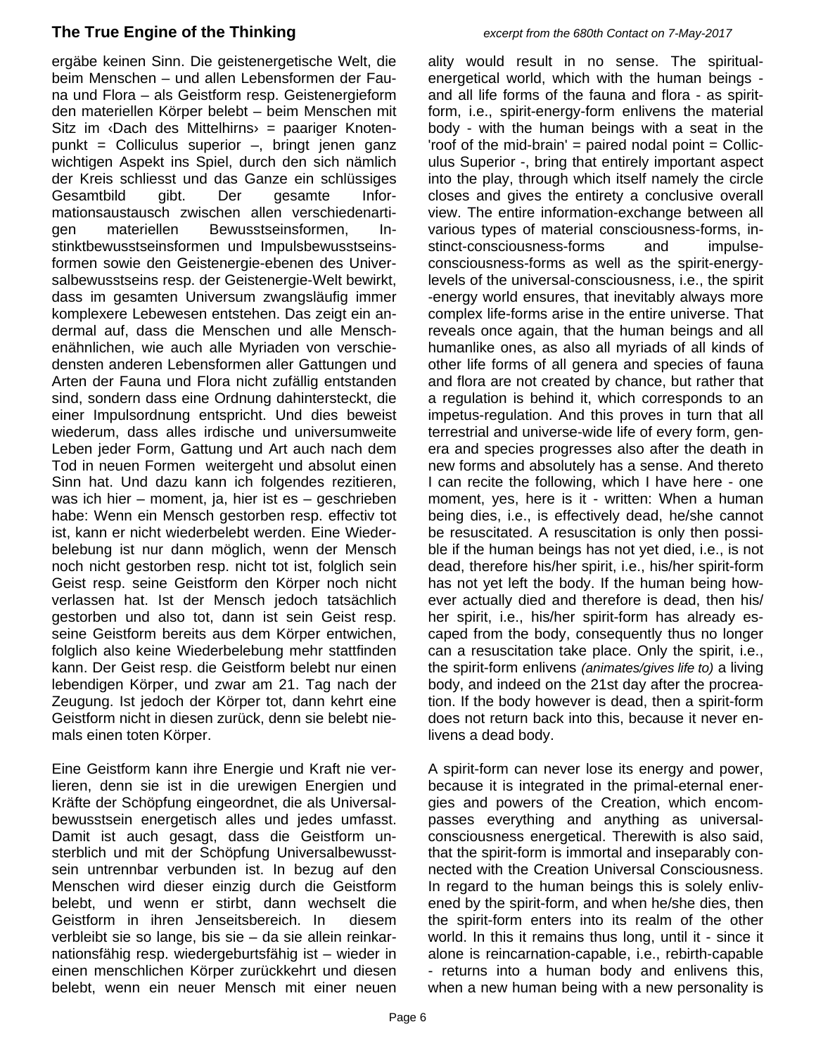ergäbe keinen Sinn. Die geistenergetische Welt, die beim Menschen – und allen Lebensformen der Fauna und Flora – als Geistform resp. Geistenergieform den materiellen Körper belebt – beim Menschen mit Sitz im ‹Dach des Mittelhirns› = paariger Knotenpunkt = Colliculus superior –, bringt jenen ganz wichtigen Aspekt ins Spiel, durch den sich nämlich der Kreis schliesst und das Ganze ein schlüssiges Gesamtbild gibt. Der gesamte Informationsaustausch zwischen allen verschiedenartigen materiellen Bewusstseinsformen, Instinktbewusstseinsformen und Impulsbewusstseinsformen sowie den Geistenergie-ebenen des Universalbewusstseins resp. der Geistenergie-Welt bewirkt, dass im gesamten Universum zwangsläufig immer komplexere Lebewesen entstehen. Das zeigt ein andermal auf, dass die Menschen und alle Menschenähnlichen, wie auch alle Myriaden von verschiedensten anderen Lebensformen aller Gattungen und Arten der Fauna und Flora nicht zufällig entstanden sind, sondern dass eine Ordnung dahintersteckt, die einer Impulsordnung entspricht. Und dies beweist wiederum, dass alles irdische und universumweite Leben jeder Form, Gattung und Art auch nach dem Tod in neuen Formen weitergeht und absolut einen Sinn hat. Und dazu kann ich folgendes rezitieren, was ich hier – moment, ja, hier ist es – geschrieben habe: Wenn ein Mensch gestorben resp. effectiv tot ist, kann er nicht wiederbelebt werden. Eine Wiederbelebung ist nur dann möglich, wenn der Mensch noch nicht gestorben resp. nicht tot ist, folglich sein Geist resp. seine Geistform den Körper noch nicht verlassen hat. Ist der Mensch jedoch tatsächlich gestorben und also tot, dann ist sein Geist resp. seine Geistform bereits aus dem Körper entwichen, folglich also keine Wiederbelebung mehr stattfinden kann. Der Geist resp. die Geistform belebt nur einen lebendigen Körper, und zwar am 21. Tag nach der Zeugung. Ist jedoch der Körper tot, dann kehrt eine Geistform nicht in diesen zurück, denn sie belebt niemals einen toten Körper.

Eine Geistform kann ihre Energie und Kraft nie verlieren, denn sie ist in die urewigen Energien und Kräfte der Schöpfung eingeordnet, die als Universalbewusstsein energetisch alles und jedes umfasst. Damit ist auch gesagt, dass die Geistform unsterblich und mit der Schöpfung Universalbewusstsein untrennbar verbunden ist. In bezug auf den Menschen wird dieser einzig durch die Geistform belebt, und wenn er stirbt, dann wechselt die Geistform in ihren Jenseitsbereich. In diesem verbleibt sie so lange, bis sie – da sie allein reinkarnationsfähig resp. wiedergeburtsfähig ist – wieder in einen menschlichen Körper zurückkehrt und diesen belebt, wenn ein neuer Mensch mit einer neuen

ality would result in no sense. The spiritual-energetical world, which with the human beings - and all life forms of the fauna and flora - as spirit-form, i.e., spirit-energy-form enlivens the material body - with the human beings with a seat in the 'roof of the mid-brain' = paired nodal point = Colliculus Superior -, bring that entirely important aspect into the play, through which itself namely the circle closes and gives the entirety a conclusive overall view. The entire information-exchange between all various types of material consciousness-forms, instinct-consciousness-forms and impulse-consciousness-forms as well as the spirit-energy-levels of the universal-consciousness, i.e., the spirit -energy world ensures, that inevitably always more complex life-forms arise in the entire universe. That reveals once again, that the human beings and all humanlike ones, as also all myriads of all kinds of other life forms of all genera and species of fauna and flora are not created by chance, but rather that a regulation is behind it, which corresponds to an impetus-regulation. And this proves in turn that all terrestrial and universe-wide life of every form, genera and species progresses also after the death in new forms and absolutely has a sense. And thereto I can recite the following, which I have here - one moment, yes, here is it - written: When a human being dies, i.e., is effectively dead, he/she cannot be resuscitated. A resuscitation is only then possible if the human beings has not yet died, i.e., is not dead, therefore his/her spirit, i.e., his/her spirit-form has not yet left the body. If the human being however actually died and therefore is dead, then his/her spirit, i.e., his/her spirit-form has already escaped from the body, consequently thus no longer can a resuscitation take place. Only the spirit, i.e., the spirit-form enlivens *(animates/gives life to)* a living body, and indeed on the 21st day after the procreation. If the body however is dead, then a spirit-form does not return back into this, because it never enlivens a dead body.

A spirit-form can never lose its energy and power, because it is integrated in the primal-eternal energies and powers of the Creation, which encompasses everything and anything as universal-consciousness energetical. Therewith is also said, that the spirit-form is immortal and inseparably connected with the Creation Universal Consciousness. In regard to the human beings this is solely enlivened by the spirit-form, and when he/she dies, then the spirit-form enters into its realm of the other world. In this it remains thus long, until it - since it alone is reincarnation-capable, i.e., rebirth-capable - returns into a human body and enlivens this, when a new human being with a new personality is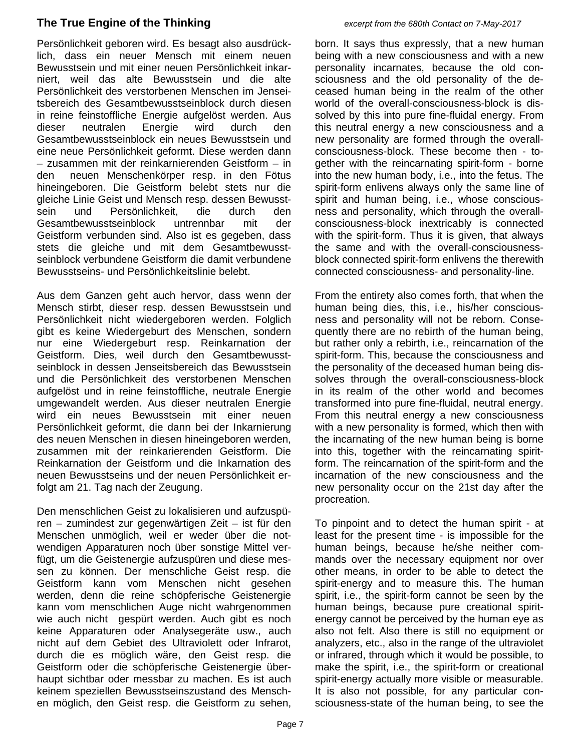Persönlichkeit geboren wird. Es besagt also ausdrücklich, dass ein neuer Mensch mit einem neuen Bewusstsein und mit einer neuen Persönlichkeit inkarniert, weil das alte Bewusstsein und die alte Persönlichkeit des verstorbenen Menschen im Jenseitsbereich des Gesamtbewusstseinblock durch diesen in reine feinstoffliche Energie aufgelöst werden. Aus dieser neutralen Energie wird durch den Gesamtbewusstseinblock ein neues Bewusstsein und eine neue Persönlichkeit geformt. Diese werden dann – zusammen mit der reinkarnierenden Geistform – in den neuen Menschenkörper resp. in den Fötus hineingeboren. Die Geistform belebt stets nur die gleiche Linie Geist und Mensch resp. dessen Bewusstsein und Persönlichkeit, die durch den Gesamtbewusstseinblock untrennbar mit der Geistform verbunden sind. Also ist es gegeben, dass stets die gleiche und mit dem Gesamtbewusstseinblock verbundene Geistform die damit verbundene Bewusstseins- und Persönlichkeitslinie belebt.

Aus dem Ganzen geht auch hervor, dass wenn der Mensch stirbt, dieser resp. dessen Bewusstsein und Persönlichkeit nicht wiedergeboren werden. Folglich gibt es keine Wiedergeburt des Menschen, sondern nur eine Wiedergeburt resp. Reinkarnation der Geistform. Dies, weil durch den Gesamtbewusstseinblock in dessen Jenseitsbereich das Bewusstsein und die Persönlichkeit des verstorbenen Menschen aufgelöst und in reine feinstoffliche, neutrale Energie umgewandelt werden. Aus dieser neutralen Energie wird ein neues Bewusstsein mit einer neuen Persönlichkeit geformt, die dann bei der Inkarnierung des neuen Menschen in diesen hineingeboren werden, zusammen mit der reinkarierenden Geistform. Die Reinkarnation der Geistform und die Inkarnation des neuen Bewusstseins und der neuen Persönlichkeit erfolgt am 21. Tag nach der Zeugung.

Den menschlichen Geist zu lokalisieren und aufzuspüren – zumindest zur gegenwärtigen Zeit – ist für den Menschen unmöglich, weil er weder über die notwendigen Apparaturen noch über sonstige Mittel verfügt, um die Geistenergie aufzuspüren und diese messen zu können. Der menschliche Geist resp. die Geistform kann vom Menschen nicht gesehen werden, denn die reine schöpferische Geistenergie kann vom menschlichen Auge nicht wahrgenommen wie auch nicht gespürt werden. Auch gibt es noch keine Apparaturen oder Analysegeräte usw., auch nicht auf dem Gebiet des Ultraviolett oder Infrarot, durch die es möglich wäre, den Geist resp. die Geistform oder die schöpferische Geistenergie überhaupt sichtbar oder messbar zu machen. Es ist auch keinem speziellen Bewusstseinszustand des Menschen möglich, den Geist resp. die Geistform zu sehen,

born. It says thus expressly, that a new human being with a new consciousness and with a new personality incarnates, because the old consciousness and the old personality of the deceased human being in the realm of the other world of the overall-consciousness-block is dissolved by this into pure fine-fluidal energy. From this neutral energy a new consciousness and a new personality are formed through the overall-consciousness-block. These become then - together with the reincarnating spirit-form - borne into the new human body, i.e., into the fetus. The spirit-form enlivens always only the same line of spirit and human being, i.e., whose consciousness and personality, which through the overall-consciousness-block inextricably is connected with the spirit-form. Thus it is given, that always the same and with the overall-consciousness-block connected spirit-form enlivens the therewith connected consciousness- and personality-line.

From the entirety also comes forth, that when the human being dies, this, i.e., his/her consciousness and personality will not be reborn. Consequently there are no rebirth of the human being, but rather only a rebirth, i.e., reincarnation of the spirit-form. This, because the consciousness and the personality of the deceased human being dissolves through the overall-consciousness-block in its realm of the other world and becomes transformed into pure fine-fluidal, neutral energy. From this neutral energy a new consciousness with a new personality is formed, which then with the incarnating of the new human being is borne into this, together with the reincarnating spirit-form. The reincarnation of the spirit-form and the incarnation of the new consciousness and the new personality occur on the 21st day after the procreation.

To pinpoint and to detect the human spirit - at least for the present time - is impossible for the human beings, because he/she neither commands over the necessary equipment nor over other means, in order to be able to detect the spirit-energy and to measure this. The human spirit, i.e., the spirit-form cannot be seen by the human beings, because pure creational spirit-energy cannot be perceived by the human eye as also not felt. Also there is still no equipment or analyzers, etc., also in the range of the ultraviolet or infrared, through which it would be possible, to make the spirit, i.e., the spirit-form or creational spirit-energy actually more visible or measurable. It is also not possible, for any particular consciousness-state of the human being, to see the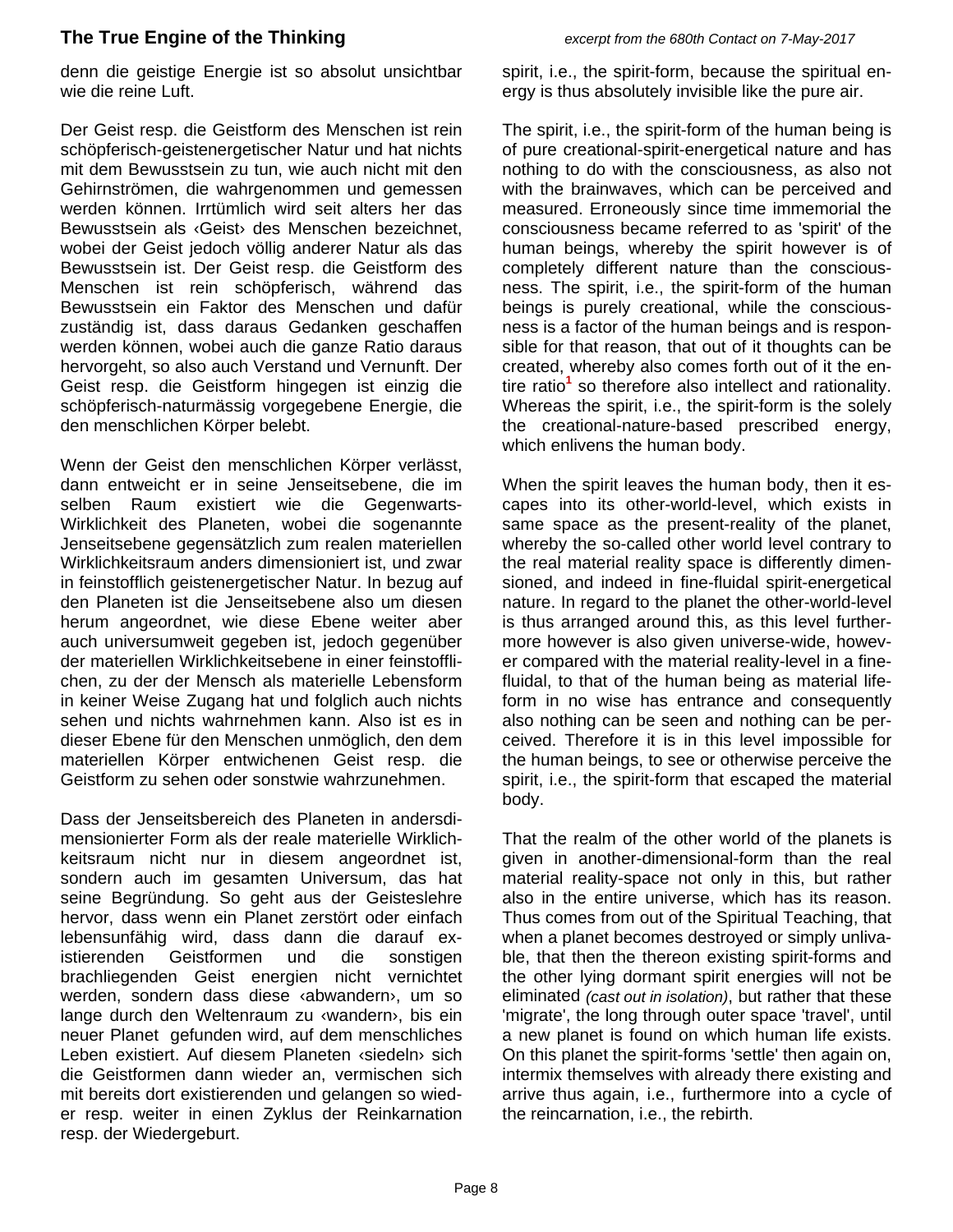denn die geistige Energie ist so absolut unsichtbar wie die reine Luft.

Der Geist resp. die Geistform des Menschen ist rein schöpferisch-geistenergetischer Natur und hat nichts mit dem Bewusstsein zu tun, wie auch nicht mit den Gehirnströmen, die wahrgenommen und gemessen werden können. Irrtümlich wird seit alters her das Bewusstsein als ‹Geist› des Menschen bezeichnet, wobei der Geist jedoch völlig anderer Natur als das Bewusstsein ist. Der Geist resp. die Geistform des Menschen ist rein schöpferisch, während das Bewusstsein ein Faktor des Menschen und dafür zuständig ist, dass daraus Gedanken geschaffen werden können, wobei auch die ganze Ratio daraus hervorgeht, so also auch Verstand und Vernunft. Der Geist resp. die Geistform hingegen ist einzig die schöpferisch-naturmässig vorgegebene Energie, die den menschlichen Körper belebt.

Wenn der Geist den menschlichen Körper verlässt, dann entweicht er in seine Jenseitsebene, die im selben Raum existiert wie die Gegenwarts-Wirklichkeit des Planeten, wobei die sogenannte Jenseitsebene gegensätzlich zum realen materiellen Wirklichkeitsraum anders dimensioniert ist, und zwar in feinstofflich geistenergetischer Natur. In bezug auf den Planeten ist die Jenseitsebene also um diesen herum angeordnet, wie diese Ebene weiter aber auch universumweit gegeben ist, jedoch gegenüber der materiellen Wirklichkeitsebene in einer feinstofflichen, zu der der Mensch als materielle Lebensform in keiner Weise Zugang hat und folglich auch nichts sehen und nichts wahrnehmen kann. Also ist es in dieser Ebene für den Menschen unmöglich, den dem materiellen Körper entwichenen Geist resp. die Geistform zu sehen oder sonstwie wahrzunehmen.

Dass der Jenseitsbereich des Planeten in andersdimensionierter Form als der reale materielle Wirklichkeitsraum nicht nur in diesem angeordnet ist, sondern auch im gesamten Universum, das hat seine Begründung. So geht aus der Geisteslehre hervor, dass wenn ein Planet zerstört oder einfach lebensunfähig wird, dass dann die darauf existierenden Geistformen und die sonstigen brachliegenden Geist energien nicht vernichtet werden, sondern dass diese ‹abwandern›, um so lange durch den Weltenraum zu ‹wandern›, bis ein neuer Planet gefunden wird, auf dem menschliches Leben existiert. Auf diesem Planeten ‹siedeln› sich die Geistformen dann wieder an, vermischen sich mit bereits dort existierenden und gelangen so wieder resp. weiter in einen Zyklus der Reinkarnation resp. der Wiedergeburt.

spirit, i.e., the spirit-form, because the spiritual energy is thus absolutely invisible like the pure air.

The spirit, i.e., the spirit-form of the human being is of pure creational-spirit-energetical nature and has nothing to do with the consciousness, as also not with the brainwaves, which can be perceived and measured. Erroneously since time immemorial the consciousness became referred to as 'spirit' of the human beings, whereby the spirit however is of completely different nature than the consciousness. The spirit, i.e., the spirit-form of the human beings is purely creational, while the consciousness is a factor of the human beings and is responsible for that reason, that out of it thoughts can be created, whereby also comes forth out of it the entire ratio[1] so therefore also intellect and rationality. Whereas the spirit, i.e., the spirit-form is the solely the creational-nature-based prescribed energy, which enlivens the human body.

When the spirit leaves the human body, then it escapes into its other-world-level, which exists in same space as the present-reality of the planet, whereby the so-called other world level contrary to the real material reality space is differently dimensioned, and indeed in fine-fluidal spirit-energetical nature. In regard to the planet the other-world-level is thus arranged around this, as this level furthermore however is also given universe-wide, however compared with the material reality-level in a fine-fluidal, to that of the human being as material life-form in no wise has entrance and consequently also nothing can be seen and nothing can be perceived. Therefore it is in this level impossible for the human beings, to see or otherwise perceive the spirit, i.e., the spirit-form that escaped the material body.

That the realm of the other world of the planets is given in another-dimensional-form than the real material reality-space not only in this, but rather also in the entire universe, which has its reason. Thus comes from out of the Spiritual Teaching, that when a planet becomes destroyed or simply unlivable, that then the thereon existing spirit-forms and the other lying dormant spirit energies will not be eliminated *(cast out in isolation)*, but rather that these 'migrate', the long through outer space 'travel', until a new planet is found on which human life exists. On this planet the spirit-forms 'settle' then again on, intermix themselves with already there existing and arrive thus again, i.e., furthermore into a cycle of the reincarnation, i.e., the rebirth.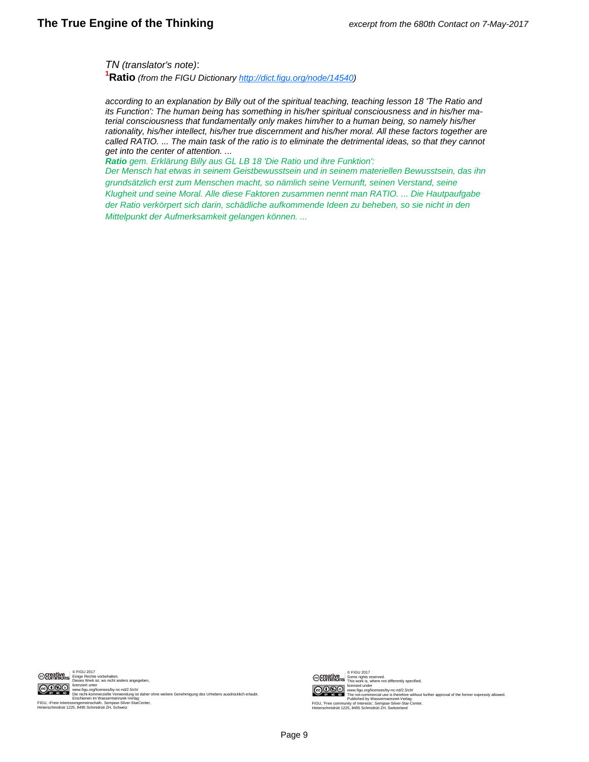*TN (translator's note)*:

[1]**Ratio** *(from the FIGU Dictionary http://dict.figu.org/node/14540)*

*according to an explanation by Billy out of the spiritual teaching, teaching lesson 18 'The Ratio and its Function': The human being has something in his/her spiritual consciousness and in his/her material consciousness that fundamentally only makes him/her to a human being, so namely his/her rationality, his/her intellect, his/her true discernment and his/her moral. All these factors together are called RATIO. ... The main task of the ratio is to eliminate the detrimental ideas, so that they cannot get into the center of attention. ...*

***Ratio** gem. Erklärung Billy aus GL LB 18 'Die Ratio und ihre Funktion':*

*Der Mensch hat etwas in seinem Geistbewusstsein und in seinem materiellen Bewusstsein, das ihn grundsätzlich erst zum Menschen macht, so nämlich seine Vernunft, seinen Verstand, seine Klugheit und seine Moral. Alle diese Faktoren zusammen nennt man RATIO. ... Die Hautpaufgabe der Ratio verkörpert sich darin, schädliche aufkommende Ideen zu beheben, so sie nicht in den Mittelpunkt der Aufmerksamkeit gelangen können. ...*

© FIGU 2017
Einige Rechte vorbehalten.
Dieses Werk ist, wo nicht anders angegeben, lizenziert unter
www.figu.org/licenses/by-nc-nd/2.5/ch/
Die nicht-kommerzielle Verwendung ist daher ohne weitere Genehmigung des Urhebers ausdrücklich erlaubt.
Erschienen im Wassermannzeit-Verlag:
FIGU, ‹Freie Interessengemeinschaft›, Semjase-Silver-StarCenter,
Hinterschmidrüti 1225, 8495 Schmidrüti ZH, Schweiz

© FIGU 2017
Some rights reserved.
This work is, where not differently specified, licensed under
www.figu.org/licenses/by-nc-nd/2.5/ch/
The not-commercial use is therefore without further approval of the former expressly allowed.
Published by Wassermannzeit-Verlag:
FIGU, 'Free community of Interests', Semjase-Silver-Star-Center,
Hinterschmidrüti 1225, 8495 Schmidrüti ZH, Switzerland